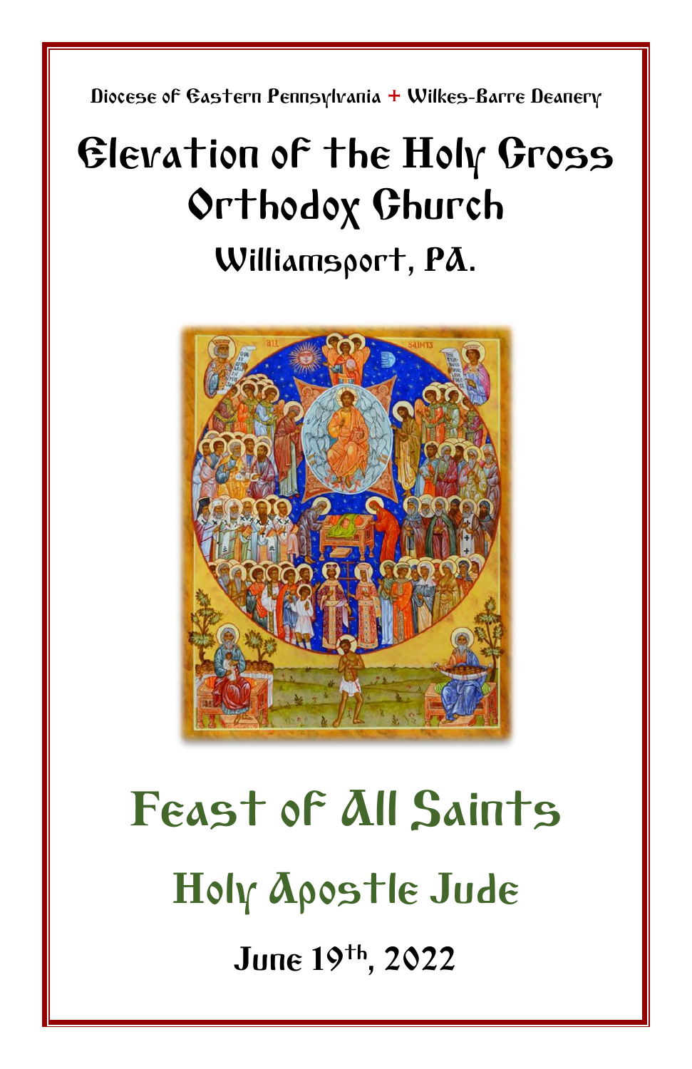Diocese of Eastern Pennsylvania + Wilkes-Barre Deanery

# Elevation of the Holy Cross Orthodox Church

## Williamsport, PA.

# Feast of All Saints

## Holy Apostle Jude

**June 19th, 2022**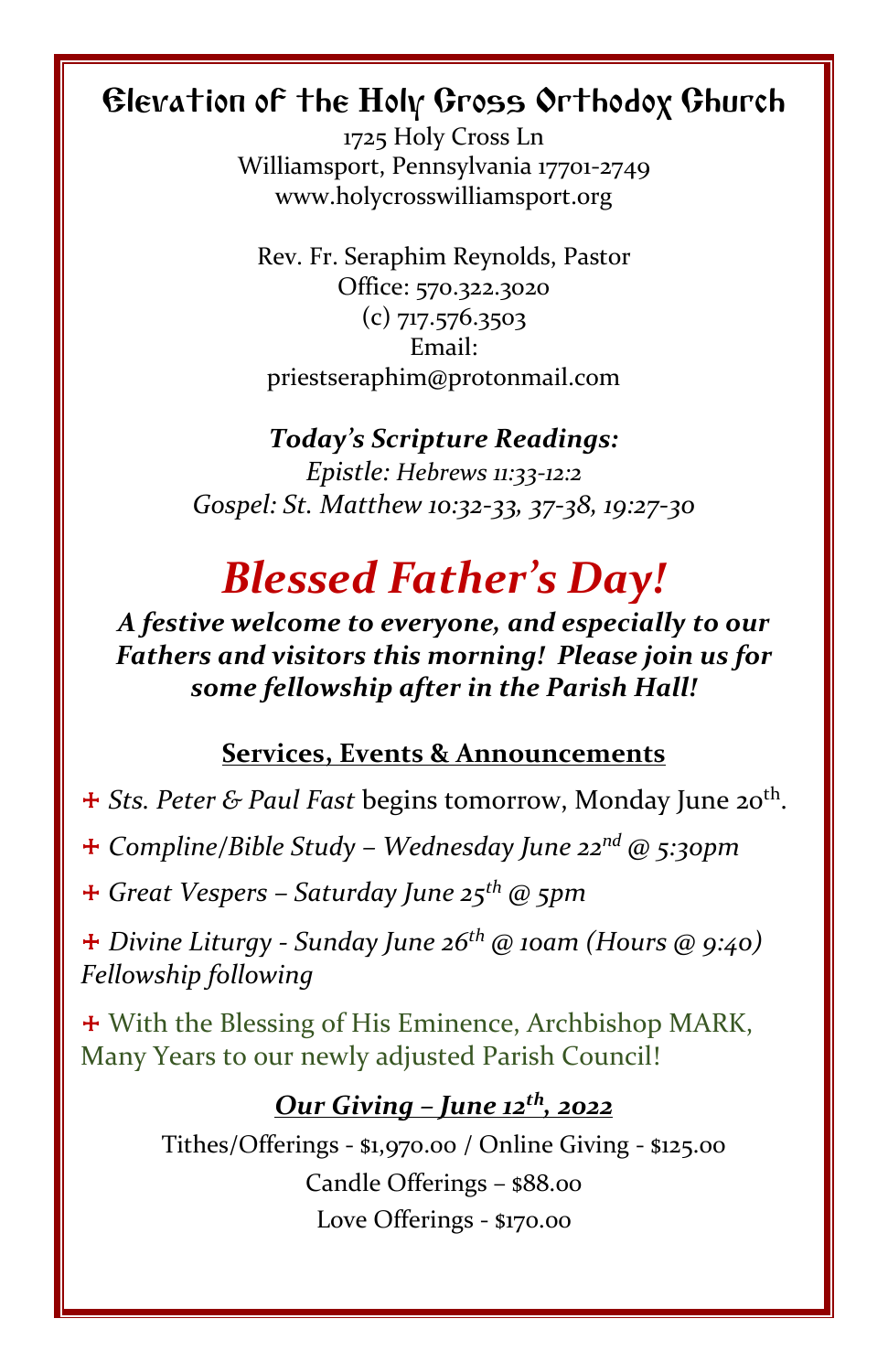# Elevation of the Holy Cross Orthodox Church

1725 Holy Cross Ln
Williamsport, Pennsylvania 17701-2749
www.holycrosswilliamsport.org

Rev. Fr. Seraphim Reynolds, Pastor
Office: 570.322.3020
(c) 717.576.3503
Email:
priestseraphim@protonmail.com

***Today's Scripture Readings:***
*Epistle: Hebrews 11:33-12:2*
*Gospel: St. Matthew 10:32-33, 37-38, 19:27-30*

## *Blessed Father's Day!*

***A festive welcome to everyone, and especially to our Fathers and visitors this morning! Please join us for some fellowship after in the Parish Hall!***

### Services, Events & Announcements

+ *Sts. Peter & Paul Fast* begins tomorrow, Monday June 20th.
+ *Compline/Bible Study – Wednesday June 22nd @ 5:30pm*
+ *Great Vespers – Saturday June 25th @ 5pm*
+ *Divine Liturgy - Sunday June 26th @ 10am (Hours @ 9:40) Fellowship following*
+ With the Blessing of His Eminence, Archbishop MARK, Many Years to our newly adjusted Parish Council!

### ***Our Giving – June 12th, 2022***

Tithes/Offerings - $1,970.00 / Online Giving - $125.00
Candle Offerings – $88.00
Love Offerings - $170.00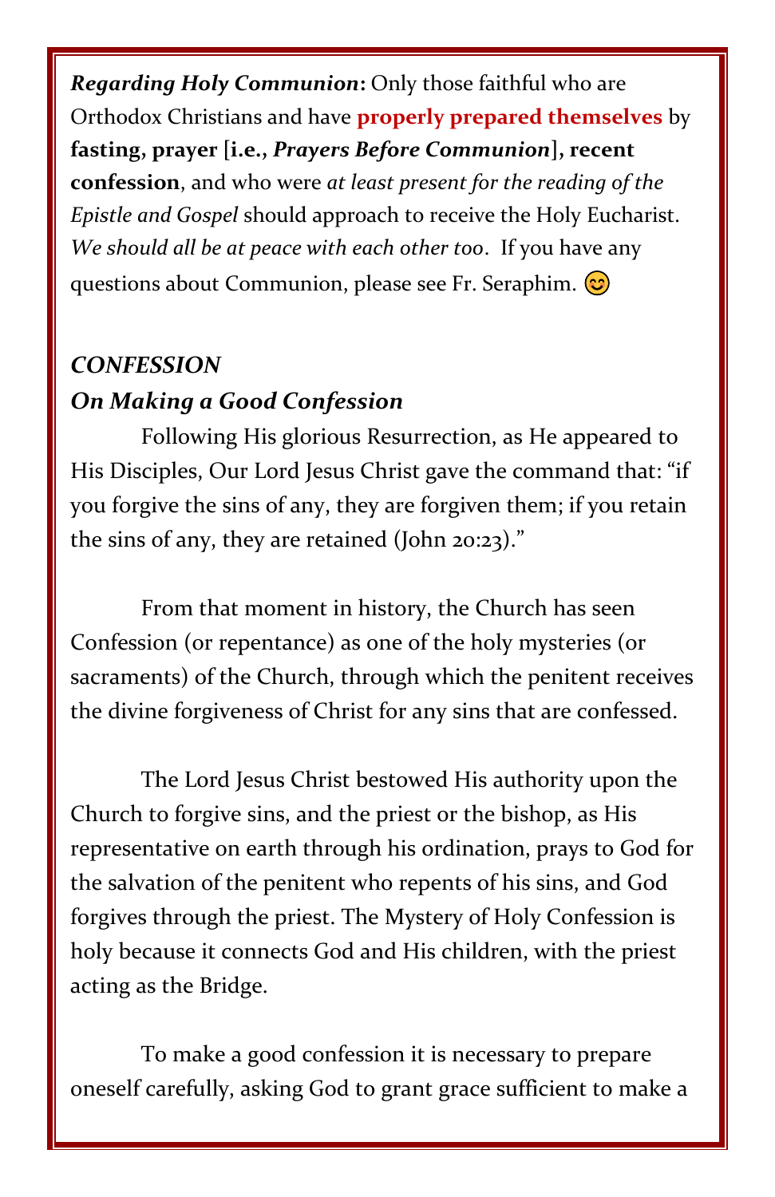***Regarding Holy Communion*:** Only those faithful who are Orthodox Christians and have **properly prepared themselves** by **fasting, prayer [i.e., *Prayers Before Communion*], recent confession**, and who were *at least present for the reading of the Epistle and Gospel* should approach to receive the Holy Eucharist. *We should all be at peace with each other too*. If you have any questions about Communion, please see Fr. Seraphim. 😊

## *CONFESSION*

### *On Making a Good Confession*

Following His glorious Resurrection, as He appeared to His Disciples, Our Lord Jesus Christ gave the command that: "if you forgive the sins of any, they are forgiven them; if you retain the sins of any, they are retained (John 20:23)."

From that moment in history, the Church has seen Confession (or repentance) as one of the holy mysteries (or sacraments) of the Church, through which the penitent receives the divine forgiveness of Christ for any sins that are confessed.

The Lord Jesus Christ bestowed His authority upon the Church to forgive sins, and the priest or the bishop, as His representative on earth through his ordination, prays to God for the salvation of the penitent who repents of his sins, and God forgives through the priest. The Mystery of Holy Confession is holy because it connects God and His children, with the priest acting as the Bridge.

To make a good confession it is necessary to prepare oneself carefully, asking God to grant grace sufficient to make a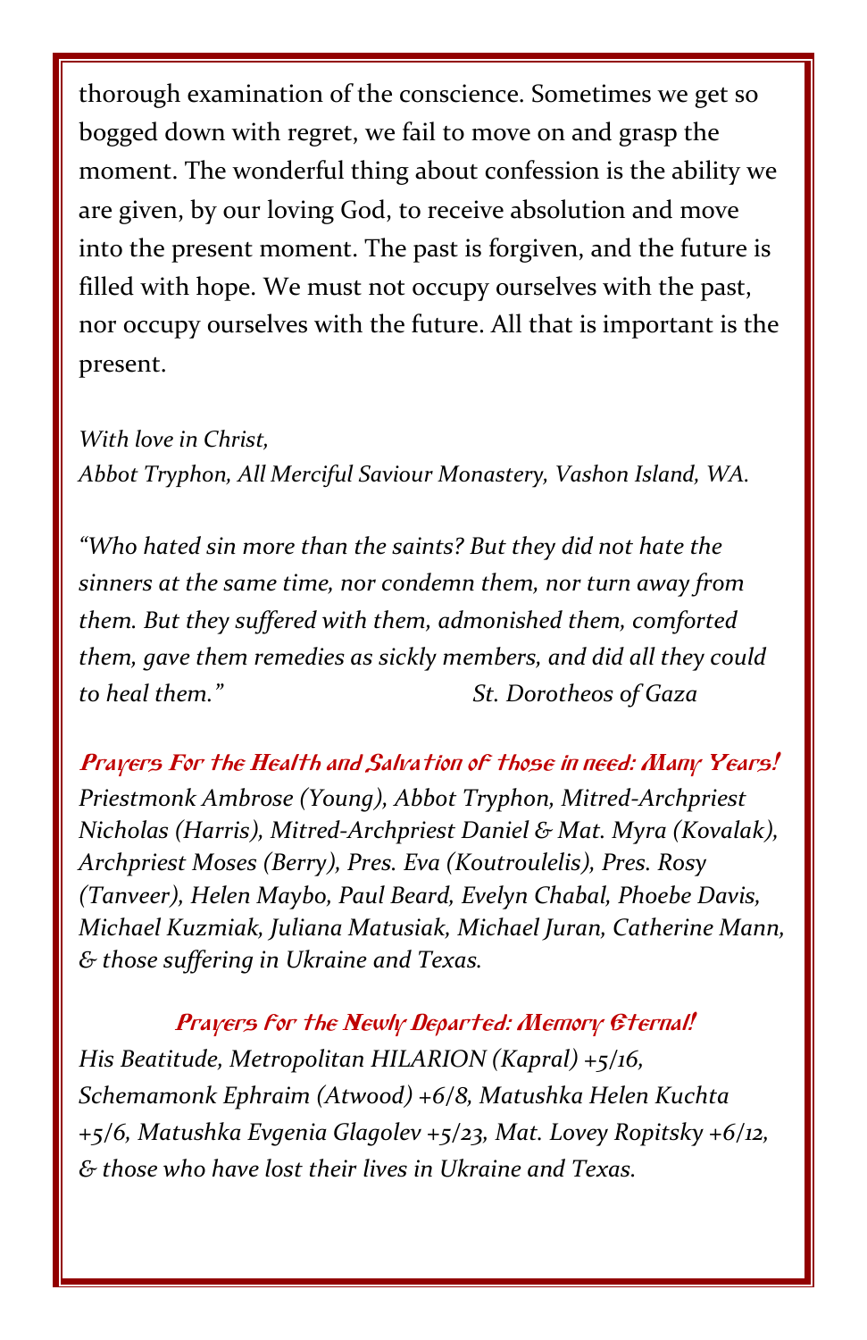thorough examination of the conscience. Sometimes we get so bogged down with regret, we fail to move on and grasp the moment. The wonderful thing about confession is the ability we are given, by our loving God, to receive absolution and move into the present moment. The past is forgiven, and the future is filled with hope. We must not occupy ourselves with the past, nor occupy ourselves with the future. All that is important is the present.

*With love in Christ,*
*Abbot Tryphon, All Merciful Saviour Monastery, Vashon Island, WA.*

*"Who hated sin more than the saints? But they did not hate the sinners at the same time, nor condemn them, nor turn away from them. But they suffered with them, admonished them, comforted them, gave them remedies as sickly members, and did all they could to heal them."* *St. Dorotheos of Gaza*

**Prayers For the Health and Salvation of those in need: Many Years!**
*Priestmonk Ambrose (Young), Abbot Tryphon, Mitred-Archpriest Nicholas (Harris), Mitred-Archpriest Daniel & Mat. Myra (Kovalak), Archpriest Moses (Berry), Pres. Eva (Koutroulelis), Pres. Rosy (Tanveer), Helen Maybo, Paul Beard, Evelyn Chabal, Phoebe Davis, Michael Kuzmiak, Juliana Matusiak, Michael Juran, Catherine Mann, & those suffering in Ukraine and Texas.*

**Prayers for the Newly Departed: Memory Eternal!**
*His Beatitude, Metropolitan HILARION (Kapral) +5/16, Schemamonk Ephraim (Atwood) +6/8, Matushka Helen Kuchta +5/6, Matushka Evgenia Glagolev +5/23, Mat. Lovey Ropitsky +6/12, & those who have lost their lives in Ukraine and Texas.*